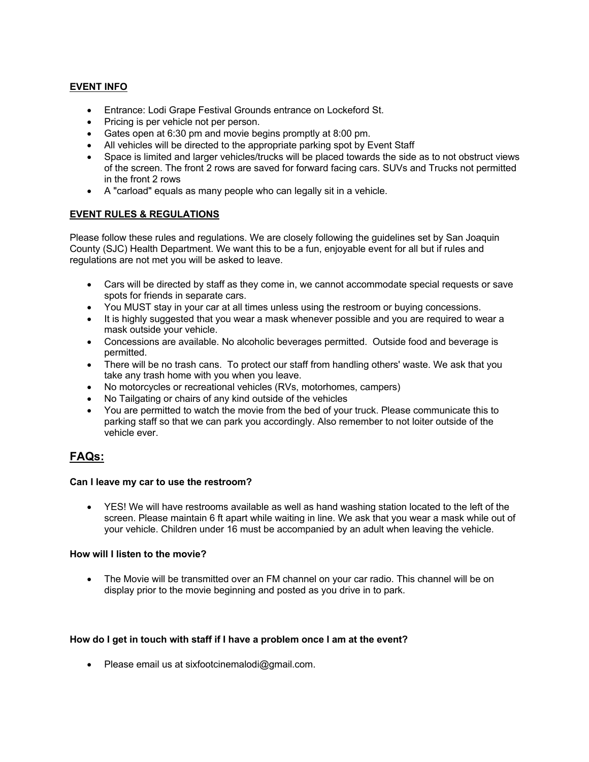## EVENT INFO

- Entrance: Lodi Grape Festival Grounds entrance on Lockeford St.
- Pricing is per vehicle not per person.
- Gates open at 6:30 pm and movie begins promptly at 8:00 pm.
- All vehicles will be directed to the appropriate parking spot by Event Staff
- Space is limited and larger vehicles/trucks will be placed towards the side as to not obstruct views of the screen. The front 2 rows are saved for forward facing cars. SUVs and Trucks not permitted in the front 2 rows
- A "carload" equals as many people who can legally sit in a vehicle.

## EVENT RULES & REGULATIONS

Please follow these rules and regulations. We are closely following the guidelines set by San Joaquin County (SJC) Health Department. We want this to be a fun, enjoyable event for all but if rules and regulations are not met you will be asked to leave.

- Cars will be directed by staff as they come in, we cannot accommodate special requests or save spots for friends in separate cars.
- You MUST stay in your car at all times unless using the restroom or buying concessions.
- It is highly suggested that you wear a mask whenever possible and you are required to wear a mask outside your vehicle.
- Concessions are available. No alcoholic beverages permitted. Outside food and beverage is permitted.
- There will be no trash cans. To protect our staff from handling others' waste. We ask that you take any trash home with you when you leave.
- No motorcycles or recreational vehicles (RVs, motorhomes, campers)
- No Tailgating or chairs of any kind outside of the vehicles
- You are permitted to watch the movie from the bed of your truck. Please communicate this to parking staff so that we can park you accordingly. Also remember to not loiter outside of the vehicle ever.

# FAQs:

### Can I leave my car to use the restroom?

- YES! We will have restrooms available as well as hand washing station located to the left of the screen. Please maintain 6 ft apart while waiting in line. We ask that you wear a mask while out of your vehicle. Children under 16 must be accompanied by an adult when leaving the vehicle.

### How will I listen to the movie?

- The Movie will be transmitted over an FM channel on your car radio. This channel will be on display prior to the movie beginning and posted as you drive in to park.

### How do I get in touch with staff if I have a problem once I am at the event?

- Please email us at sixfootcinemalodi@gmail.com.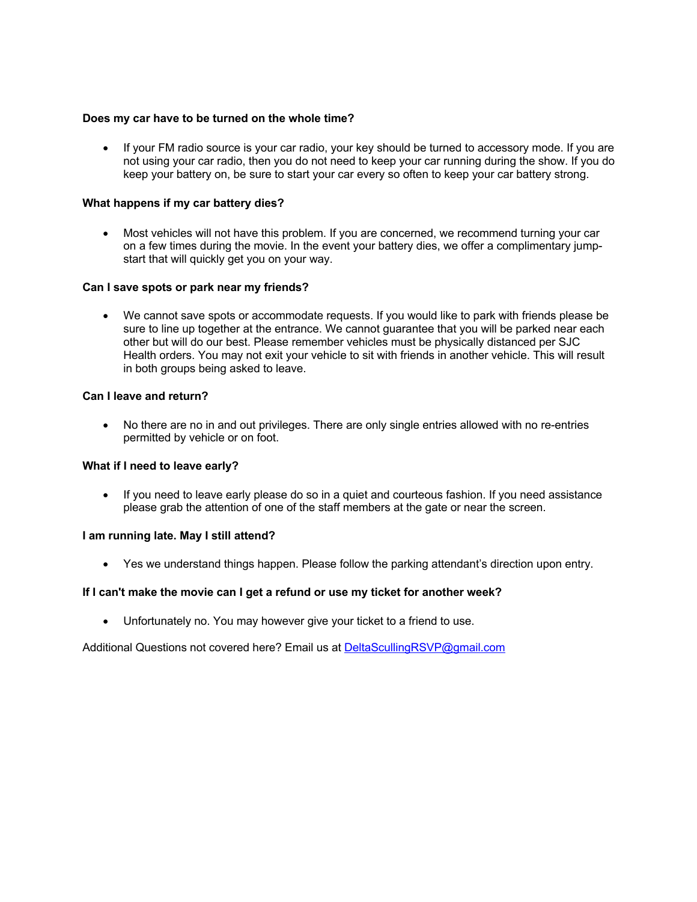**Does my car have to be turned on the whole time?**

- If your FM radio source is your car radio, your key should be turned to accessory mode. If you are not using your car radio, then you do not need to keep your car running during the show. If you do keep your battery on, be sure to start your car every so often to keep your car battery strong.

**What happens if my car battery dies?**

- Most vehicles will not have this problem. If you are concerned, we recommend turning your car on a few times during the movie. In the event your battery dies, we offer a complimentary jump-start that will quickly get you on your way.

**Can I save spots or park near my friends?**

- We cannot save spots or accommodate requests. If you would like to park with friends please be sure to line up together at the entrance. We cannot guarantee that you will be parked near each other but will do our best. Please remember vehicles must be physically distanced per SJC Health orders. You may not exit your vehicle to sit with friends in another vehicle. This will result in both groups being asked to leave.

**Can I leave and return?**

- No there are no in and out privileges. There are only single entries allowed with no re-entries permitted by vehicle or on foot.

**What if I need to leave early?**

- If you need to leave early please do so in a quiet and courteous fashion. If you need assistance please grab the attention of one of the staff members at the gate or near the screen.

**I am running late. May I still attend?**

- Yes we understand things happen. Please follow the parking attendant's direction upon entry.

**If I can't make the movie can I get a refund or use my ticket for another week?**

- Unfortunately no. You may however give your ticket to a friend to use.

Additional Questions not covered here? Email us at DeltaScullingRSVP@gmail.com